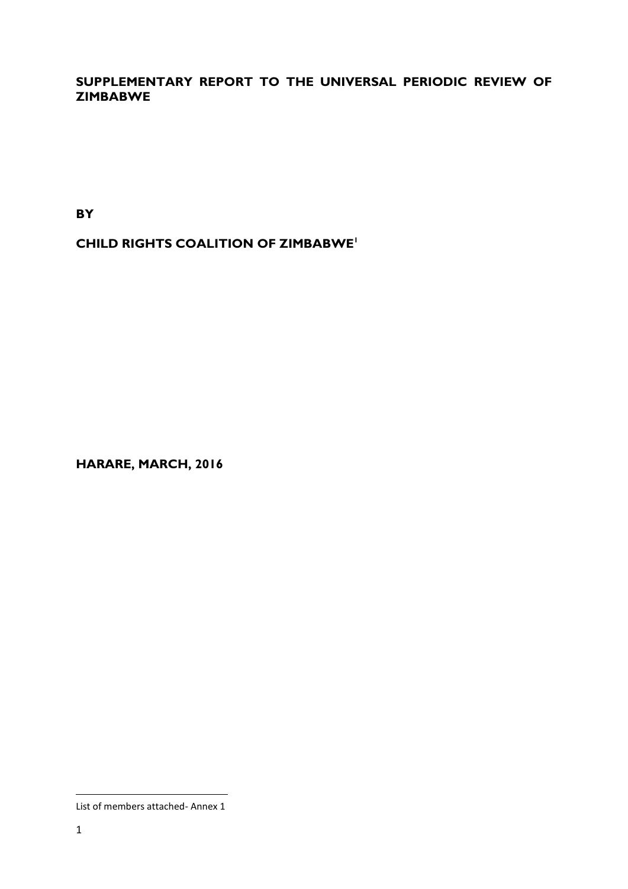# SUPPLEMENTARY REPORT TO THE UNIVERSAL PERIODIC REVIEW OF ZIMBABWE

**BY**

**CHILD RIGHTS COALITION OF ZIMBABWE[1]**

**HARARE, MARCH, 2016**

---

[1] List of members attached- Annex 1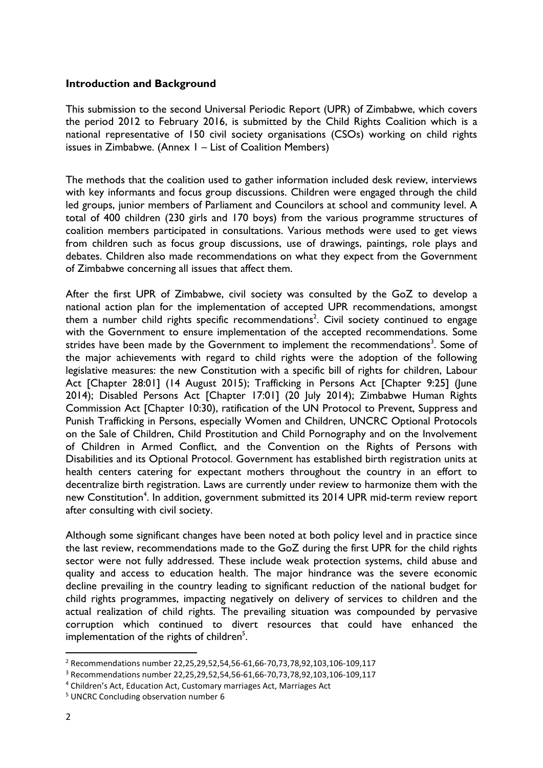**Introduction and Background**

This submission to the second Universal Periodic Report (UPR) of Zimbabwe, which covers the period 2012 to February 2016, is submitted by the Child Rights Coalition which is a national representative of 150 civil society organisations (CSOs) working on child rights issues in Zimbabwe. (Annex 1 – List of Coalition Members)

The methods that the coalition used to gather information included desk review, interviews with key informants and focus group discussions. Children were engaged through the child led groups, junior members of Parliament and Councilors at school and community level. A total of 400 children (230 girls and 170 boys) from the various programme structures of coalition members participated in consultations. Various methods were used to get views from children such as focus group discussions, use of drawings, paintings, role plays and debates. Children also made recommendations on what they expect from the Government of Zimbabwe concerning all issues that affect them.

After the first UPR of Zimbabwe, civil society was consulted by the GoZ to develop a national action plan for the implementation of accepted UPR recommendations, amongst them a number child rights specific recommendations[2]. Civil society continued to engage with the Government to ensure implementation of the accepted recommendations. Some strides have been made by the Government to implement the recommendations[3]. Some of the major achievements with regard to child rights were the adoption of the following legislative measures: the new Constitution with a specific bill of rights for children, Labour Act [Chapter 28:01] (14 August 2015); Trafficking in Persons Act [Chapter 9:25] (June 2014); Disabled Persons Act [Chapter 17:01] (20 July 2014); Zimbabwe Human Rights Commission Act [Chapter 10:30), ratification of the UN Protocol to Prevent, Suppress and Punish Trafficking in Persons, especially Women and Children, UNCRC Optional Protocols on the Sale of Children, Child Prostitution and Child Pornography and on the Involvement of Children in Armed Conflict, and the Convention on the Rights of Persons with Disabilities and its Optional Protocol. Government has established birth registration units at health centers catering for expectant mothers throughout the country in an effort to decentralize birth registration. Laws are currently under review to harmonize them with the new Constitution[4]. In addition, government submitted its 2014 UPR mid-term review report after consulting with civil society.

Although some significant changes have been noted at both policy level and in practice since the last review, recommendations made to the GoZ during the first UPR for the child rights sector were not fully addressed. These include weak protection systems, child abuse and quality and access to education health. The major hindrance was the severe economic decline prevailing in the country leading to significant reduction of the national budget for child rights programmes, impacting negatively on delivery of services to children and the actual realization of child rights. The prevailing situation was compounded by pervasive corruption which continued to divert resources that could have enhanced the implementation of the rights of children[5].

---

[2] Recommendations number 22,25,29,52,54,56-61,66-70,73,78,92,103,106-109,117

[3] Recommendations number 22,25,29,52,54,56-61,66-70,73,78,92,103,106-109,117

[4] Children's Act, Education Act, Customary marriages Act, Marriages Act

[5] UNCRC Concluding observation number 6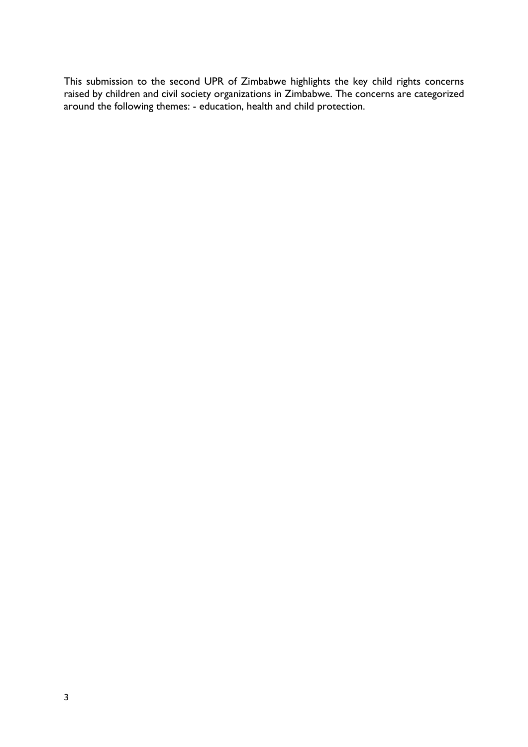This submission to the second UPR of Zimbabwe highlights the key child rights concerns raised by children and civil society organizations in Zimbabwe. The concerns are categorized around the following themes: - education, health and child protection.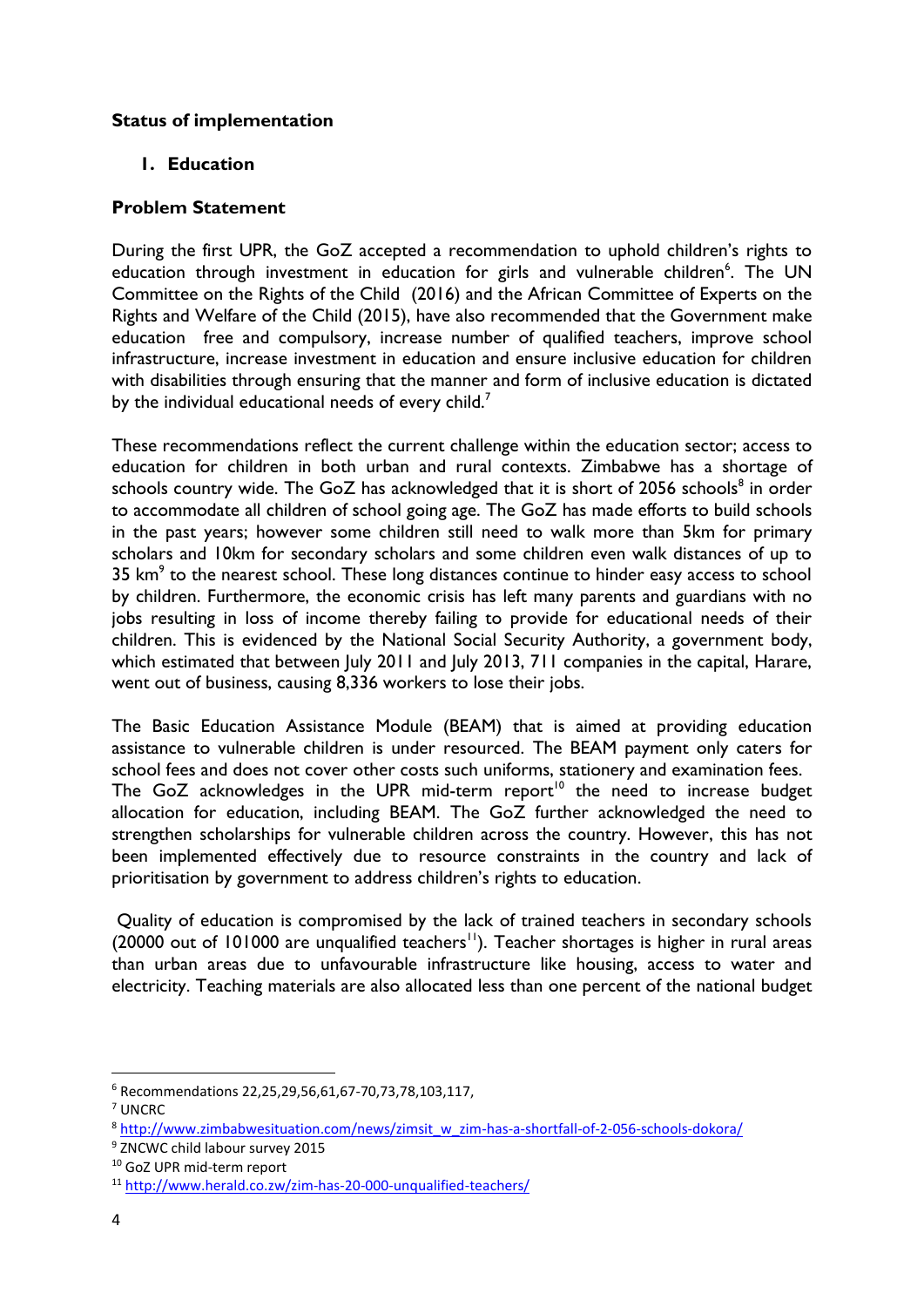**Status of implementation**

## 1. Education

**Problem Statement**

During the first UPR, the GoZ accepted a recommendation to uphold children's rights to education through investment in education for girls and vulnerable children[6]. The UN Committee on the Rights of the Child (2016) and the African Committee of Experts on the Rights and Welfare of the Child (2015), have also recommended that the Government make education free and compulsory, increase number of qualified teachers, improve school infrastructure, increase investment in education and ensure inclusive education for children with disabilities through ensuring that the manner and form of inclusive education is dictated by the individual educational needs of every child.[7]

These recommendations reflect the current challenge within the education sector; access to education for children in both urban and rural contexts. Zimbabwe has a shortage of schools country wide. The GoZ has acknowledged that it is short of 2056 schools[8] in order to accommodate all children of school going age. The GoZ has made efforts to build schools in the past years; however some children still need to walk more than 5km for primary scholars and 10km for secondary scholars and some children even walk distances of up to 35 km[9] to the nearest school. These long distances continue to hinder easy access to school by children. Furthermore, the economic crisis has left many parents and guardians with no jobs resulting in loss of income thereby failing to provide for educational needs of their children. This is evidenced by the National Social Security Authority, a government body, which estimated that between July 2011 and July 2013, 711 companies in the capital, Harare, went out of business, causing 8,336 workers to lose their jobs.

The Basic Education Assistance Module (BEAM) that is aimed at providing education assistance to vulnerable children is under resourced. The BEAM payment only caters for school fees and does not cover other costs such uniforms, stationery and examination fees. The GoZ acknowledges in the UPR mid-term report[10] the need to increase budget allocation for education, including BEAM. The GoZ further acknowledged the need to strengthen scholarships for vulnerable children across the country. However, this has not been implemented effectively due to resource constraints in the country and lack of prioritisation by government to address children's rights to education.

Quality of education is compromised by the lack of trained teachers in secondary schools (20000 out of 101000 are unqualified teachers[11]). Teacher shortages is higher in rural areas than urban areas due to unfavourable infrastructure like housing, access to water and electricity. Teaching materials are also allocated less than one percent of the national budget

---

[6] Recommendations 22,25,29,56,61,67-70,73,78,103,117,

[7] UNCRC

[8] http://www.zimbabwesituation.com/news/zimsit_w_zim-has-a-shortfall-of-2-056-schools-dokora/

[9] ZNCWC child labour survey 2015

[10] GoZ UPR mid-term report

[11] http://www.herald.co.zw/zim-has-20-000-unqualified-teachers/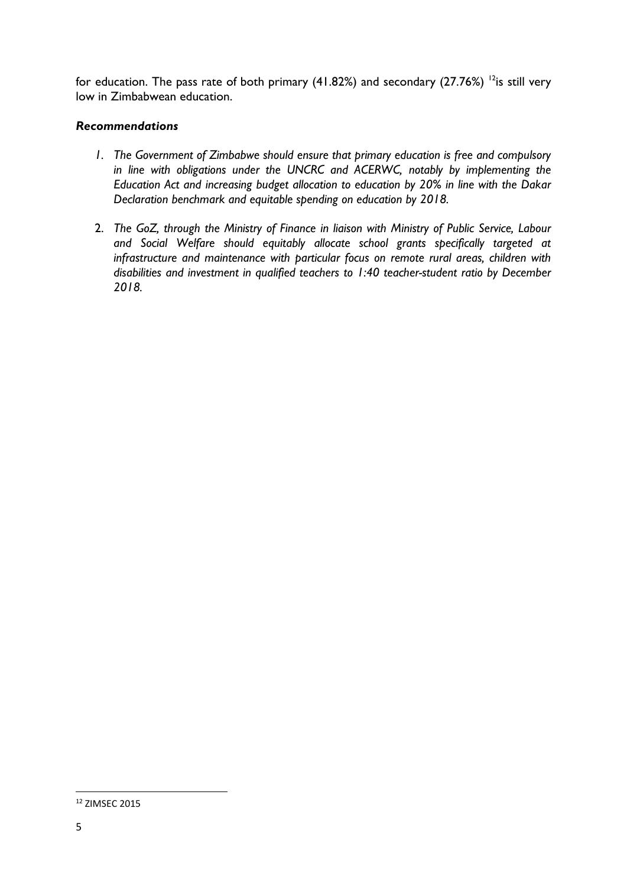for education. The pass rate of both primary (41.82%) and secondary (27.76%) [12]is still very low in Zimbabwean education.

***Recommendations***

1. *The Government of Zimbabwe should ensure that primary education is free and compulsory in line with obligations under the UNCRC and ACERWC, notably by implementing the Education Act and increasing budget allocation to education by 20% in line with the Dakar Declaration benchmark and equitable spending on education by 2018.*

2. *The GoZ, through the Ministry of Finance in liaison with Ministry of Public Service, Labour and Social Welfare should equitably allocate school grants specifically targeted at infrastructure and maintenance with particular focus on remote rural areas, children with disabilities and investment in qualified teachers to 1:40 teacher-student ratio by December 2018.*

---

[12] ZIMSEC 2015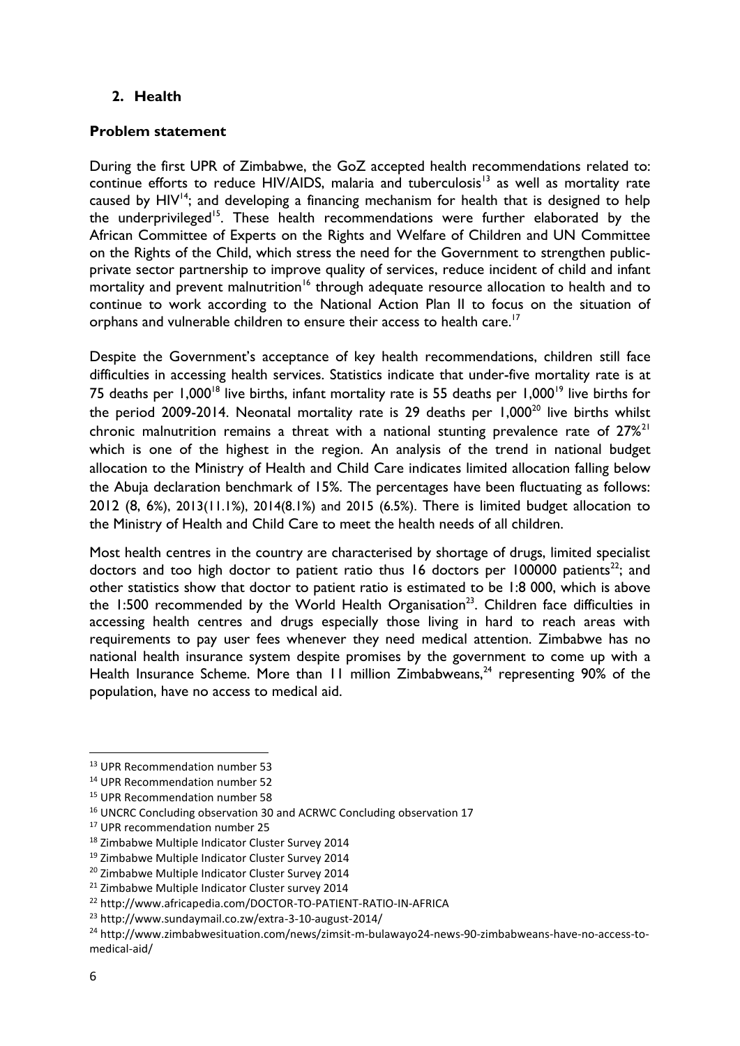## 2. Health

### Problem statement

During the first UPR of Zimbabwe, the GoZ accepted health recommendations related to: continue efforts to reduce HIV/AIDS, malaria and tuberculosis[13] as well as mortality rate caused by HIV[14]; and developing a financing mechanism for health that is designed to help the underprivileged[15]. These health recommendations were further elaborated by the African Committee of Experts on the Rights and Welfare of Children and UN Committee on the Rights of the Child, which stress the need for the Government to strengthen public-private sector partnership to improve quality of services, reduce incident of child and infant mortality and prevent malnutrition[16] through adequate resource allocation to health and to continue to work according to the National Action Plan II to focus on the situation of orphans and vulnerable children to ensure their access to health care.[17]

Despite the Government's acceptance of key health recommendations, children still face difficulties in accessing health services. Statistics indicate that under-five mortality rate is at 75 deaths per 1,000[18] live births, infant mortality rate is 55 deaths per 1,000[19] live births for the period 2009-2014. Neonatal mortality rate is 29 deaths per 1,000[20] live births whilst chronic malnutrition remains a threat with a national stunting prevalence rate of 27%[21] which is one of the highest in the region. An analysis of the trend in national budget allocation to the Ministry of Health and Child Care indicates limited allocation falling below the Abuja declaration benchmark of 15%. The percentages have been fluctuating as follows: 2012 (8, 6%), 2013(11.1%), 2014(8.1%) and 2015 (6.5%). There is limited budget allocation to the Ministry of Health and Child Care to meet the health needs of all children.

Most health centres in the country are characterised by shortage of drugs, limited specialist doctors and too high doctor to patient ratio thus 16 doctors per 100000 patients[22]; and other statistics show that doctor to patient ratio is estimated to be 1:8 000, which is above the 1:500 recommended by the World Health Organisation[23]. Children face difficulties in accessing health centres and drugs especially those living in hard to reach areas with requirements to pay user fees whenever they need medical attention. Zimbabwe has no national health insurance system despite promises by the government to come up with a Health Insurance Scheme. More than 11 million Zimbabweans,[24] representing 90% of the population, have no access to medical aid.

---

[13] UPR Recommendation number 53
[14] UPR Recommendation number 52
[15] UPR Recommendation number 58
[16] UNCRC Concluding observation 30 and ACRWC Concluding observation 17
[17] UPR recommendation number 25
[18] Zimbabwe Multiple Indicator Cluster Survey 2014
[19] Zimbabwe Multiple Indicator Cluster Survey 2014
[20] Zimbabwe Multiple Indicator Cluster Survey 2014
[21] Zimbabwe Multiple Indicator Cluster survey 2014
[22] http://www.africapedia.com/DOCTOR-TO-PATIENT-RATIO-IN-AFRICA
[23] http://www.sundaymail.co.zw/extra-3-10-august-2014/
[24] http://www.zimbabwesituation.com/news/zimsit-m-bulawayo24-news-90-zimbabweans-have-no-access-to-medical-aid/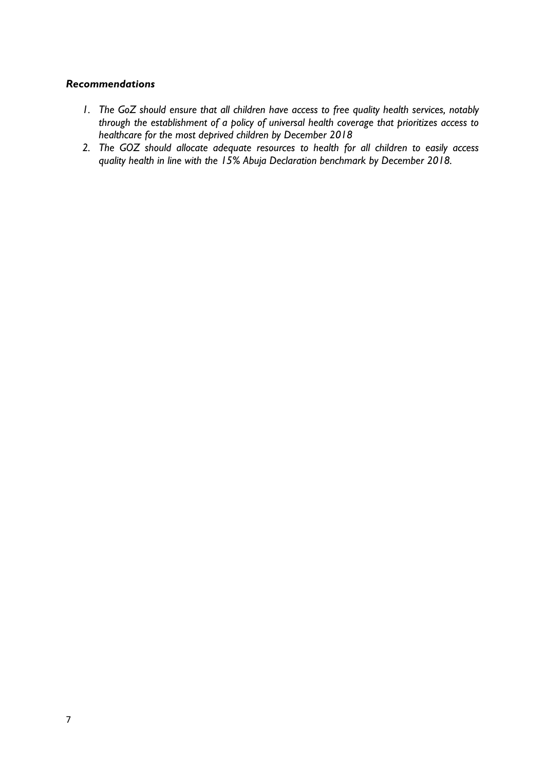***Recommendations***

1. *The GoZ should ensure that all children have access to free quality health services, notably through the establishment of a policy of universal health coverage that prioritizes access to healthcare for the most deprived children by December 2018*
2. *The GOZ should allocate adequate resources to health for all children to easily access quality health in line with the 15% Abuja Declaration benchmark by December 2018.*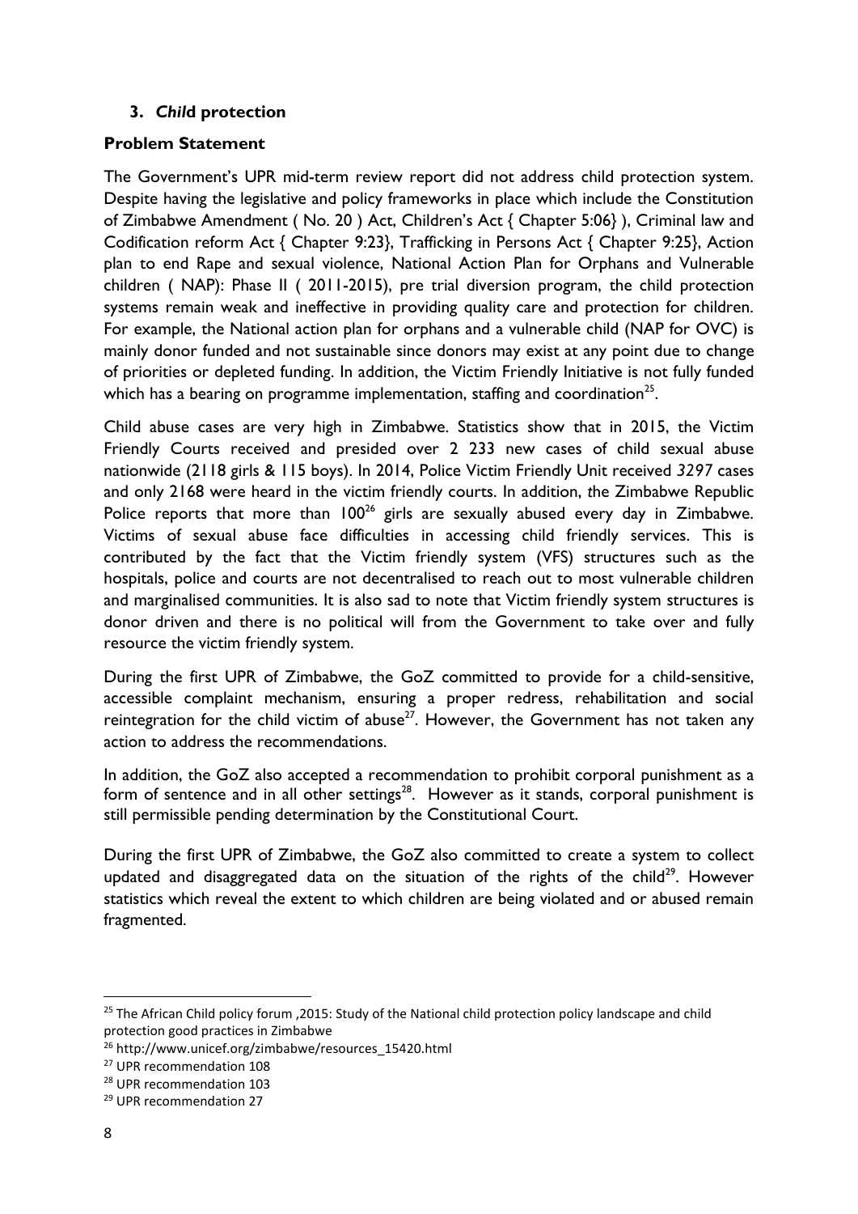## 3. *Child* protection

**Problem Statement**

The Government's UPR mid-term review report did not address child protection system. Despite having the legislative and policy frameworks in place which include the Constitution of Zimbabwe Amendment ( No. 20 ) Act, Children's Act { Chapter 5:06} ), Criminal law and Codification reform Act { Chapter 9:23}, Trafficking in Persons Act { Chapter 9:25}, Action plan to end Rape and sexual violence, National Action Plan for Orphans and Vulnerable children ( NAP): Phase II ( 2011-2015), pre trial diversion program, the child protection systems remain weak and ineffective in providing quality care and protection for children. For example, the National action plan for orphans and a vulnerable child (NAP for OVC) is mainly donor funded and not sustainable since donors may exist at any point due to change of priorities or depleted funding. In addition, the Victim Friendly Initiative is not fully funded which has a bearing on programme implementation, staffing and coordination[25].

Child abuse cases are very high in Zimbabwe. Statistics show that in 2015, the Victim Friendly Courts received and presided over 2 233 new cases of child sexual abuse nationwide (2118 girls & 115 boys). In 2014, Police Victim Friendly Unit received *3297* cases and only 2168 were heard in the victim friendly courts. In addition, *t*he Zimbabwe Republic Police reports that more than 100[26] girls are sexually abused every day in Zimbabwe. Victims of sexual abuse face difficulties in accessing child friendly services. This is contributed by the fact that the Victim friendly system (VFS) structures such as the hospitals, police and courts are not decentralised to reach out to most vulnerable children and marginalised communities. It is also sad to note that Victim friendly system structures is donor driven and there is no political will from the Government to take over and fully resource the victim friendly system.

During the first UPR of Zimbabwe, the GoZ committed to provide for a child-sensitive, accessible complaint mechanism, ensuring a proper redress, rehabilitation and social reintegration for the child victim of abuse[27]. However, the Government has not taken any action to address the recommendations.

In addition, the GoZ also accepted a recommendation to prohibit corporal punishment as a form of sentence and in all other settings[28]. However as it stands, corporal punishment is still permissible pending determination by the Constitutional Court.

During the first UPR of Zimbabwe, the GoZ also committed to create a system to collect updated and disaggregated data on the situation of the rights of the child[29]. However statistics which reveal the extent to which children are being violated and or abused remain fragmented.

---

[25] The African Child policy forum ,2015: Study of the National child protection policy landscape and child protection good practices in Zimbabwe

[26] http://www.unicef.org/zimbabwe/resources_15420.html

[27] UPR recommendation 108

[28] UPR recommendation 103

[29] UPR recommendation 27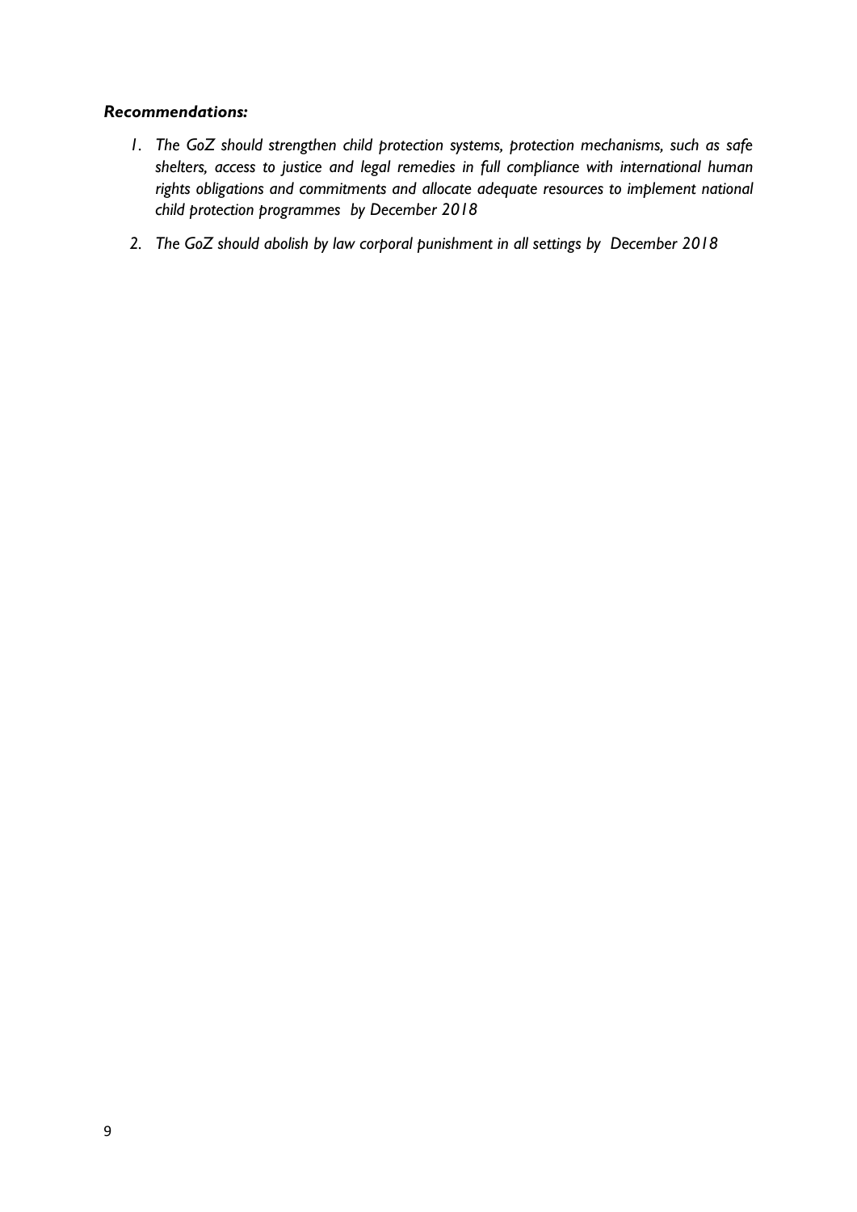***Recommendations:***

1. *The GoZ should strengthen child protection systems, protection mechanisms, such as safe shelters, access to justice and legal remedies in full compliance with international human rights obligations and commitments and allocate adequate resources to implement national child protection programmes by December 2018*

2. *The GoZ should abolish by law corporal punishment in all settings by December 2018*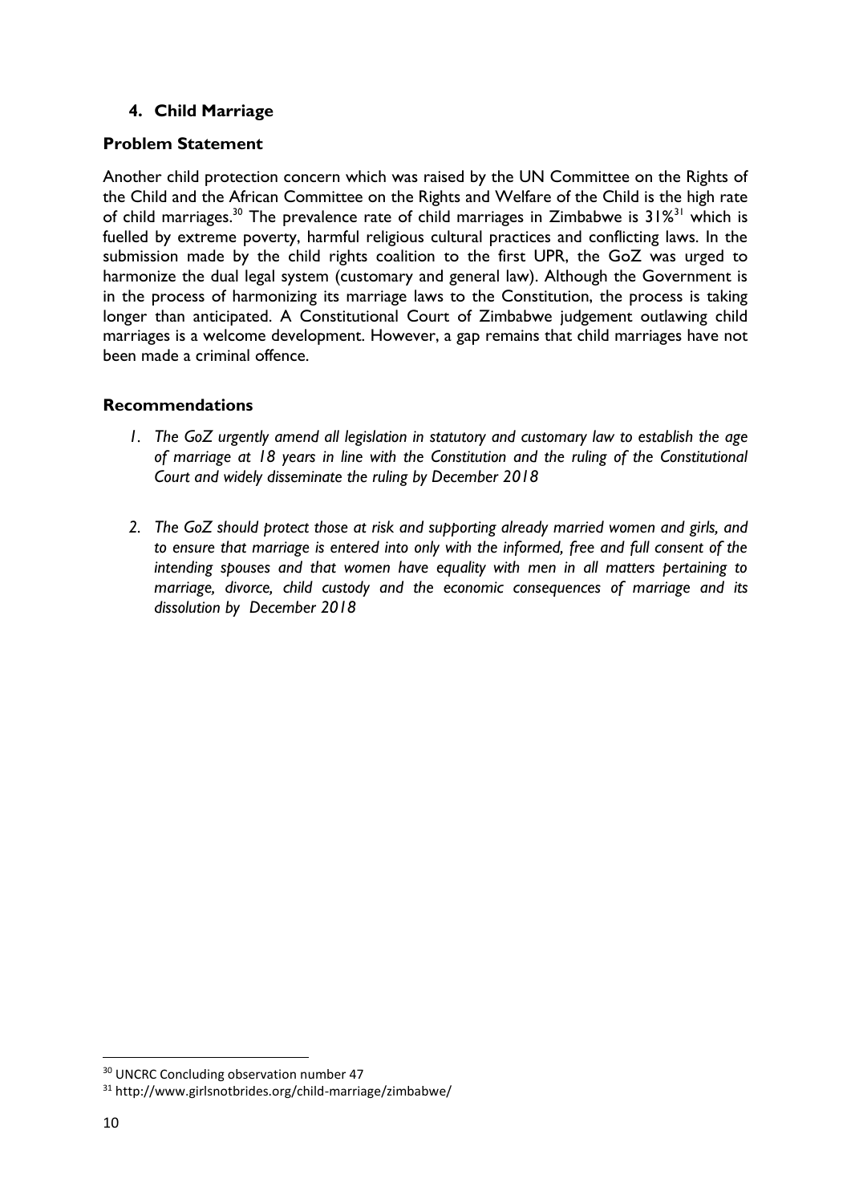## 4. Child Marriage

### Problem Statement

Another child protection concern which was raised by the UN Committee on the Rights of the Child and the African Committee on the Rights and Welfare of the Child is the high rate of child marriages.[30] The prevalence rate of child marriages in Zimbabwe is **31%**[31] which is fuelled by extreme poverty, harmful religious cultural practices and conflicting laws. In the submission made by the child rights coalition to the first UPR, the GoZ was urged to harmonize the dual legal system (customary and general law). Although the Government is in the process of harmonizing its marriage laws to the Constitution, the process is taking longer than anticipated. A Constitutional Court of Zimbabwe judgement outlawing child marriages is a welcome development. However, a gap remains that child marriages have not been made a criminal offence.

### Recommendations

1. *The GoZ urgently amend all legislation in statutory and customary law to establish the age of marriage at 18 years in line with the Constitution and the ruling of the Constitutional Court and widely disseminate the ruling by December 2018*

2. *The GoZ should protect those at risk and supporting already married women and girls, and to ensure that marriage is entered into only with the informed, free and full consent of the intending spouses and that women have equality with men in all matters pertaining to marriage, divorce, child custody and the economic consequences of marriage and its dissolution by December 2018*

---

[30] UNCRC Concluding observation number 47

[31] http://www.girlsnotbrides.org/child-marriage/zimbabwe/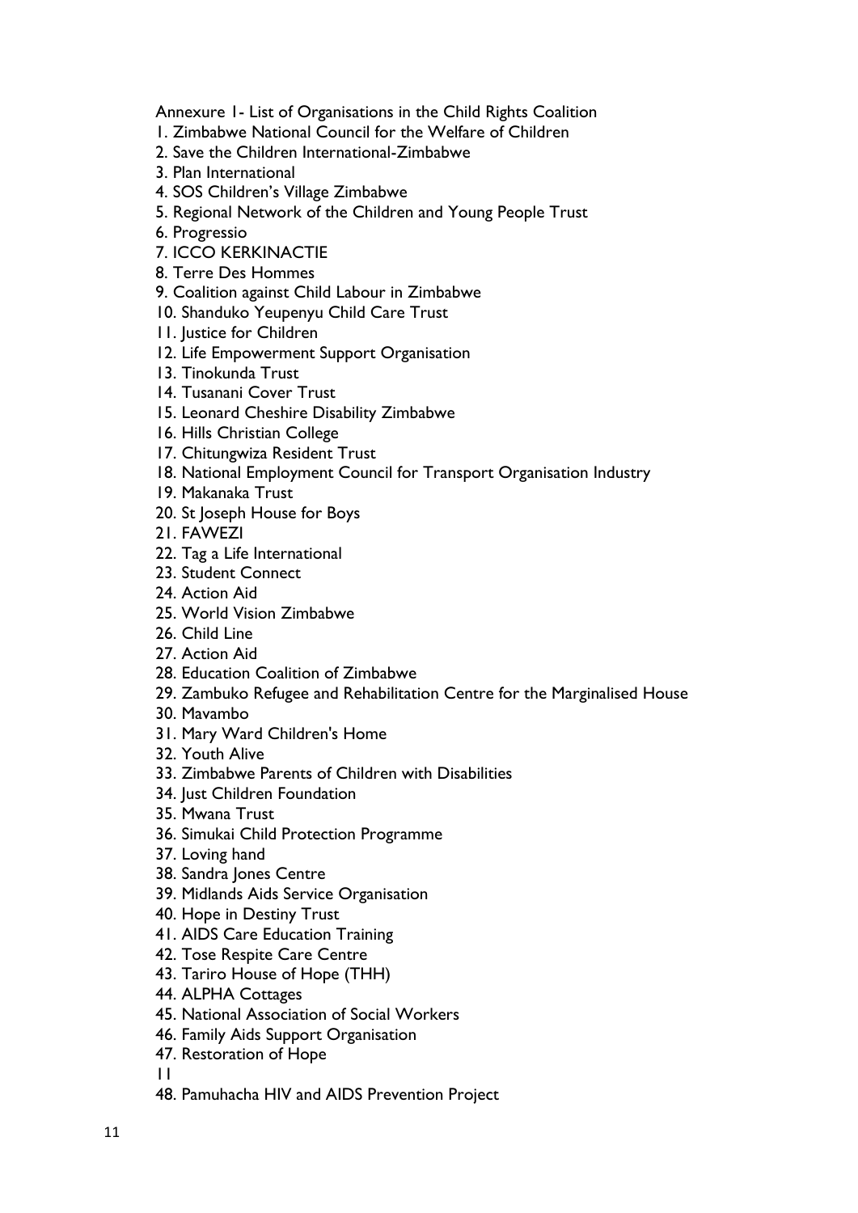Annexure 1- List of Organisations in the Child Rights Coalition

1. Zimbabwe National Council for the Welfare of Children
2. Save the Children International-Zimbabwe
3. Plan International
4. SOS Children's Village Zimbabwe
5. Regional Network of the Children and Young People Trust
6. Progressio
7. ICCO KERKINACTIE
8. Terre Des Hommes
9. Coalition against Child Labour in Zimbabwe
10. Shanduko Yeupenyu Child Care Trust
11. Justice for Children
12. Life Empowerment Support Organisation
13. Tinokunda Trust
14. Tusanani Cover Trust
15. Leonard Cheshire Disability Zimbabwe
16. Hills Christian College
17. Chitungwiza Resident Trust
18. National Employment Council for Transport Organisation Industry
19. Makanaka Trust
20. St Joseph House for Boys
21. FAWEZI
22. Tag a Life International
23. Student Connect
24. Action Aid
25. World Vision Zimbabwe
26. Child Line
27. Action Aid
28. Education Coalition of Zimbabwe
29. Zambuko Refugee and Rehabilitation Centre for the Marginalised House
30. Mavambo
31. Mary Ward Children's Home
32. Youth Alive
33. Zimbabwe Parents of Children with Disabilities
34. Just Children Foundation
35. Mwana Trust
36. Simukai Child Protection Programme
37. Loving hand
38. Sandra Jones Centre
39. Midlands Aids Service Organisation
40. Hope in Destiny Trust
41. AIDS Care Education Training
42. Tose Respite Care Centre
43. Tariro House of Hope (THH)
44. ALPHA Cottages
45. National Association of Social Workers
46. Family Aids Support Organisation
47. Restoration of Hope
48. Pamuhacha HIV and AIDS Prevention Project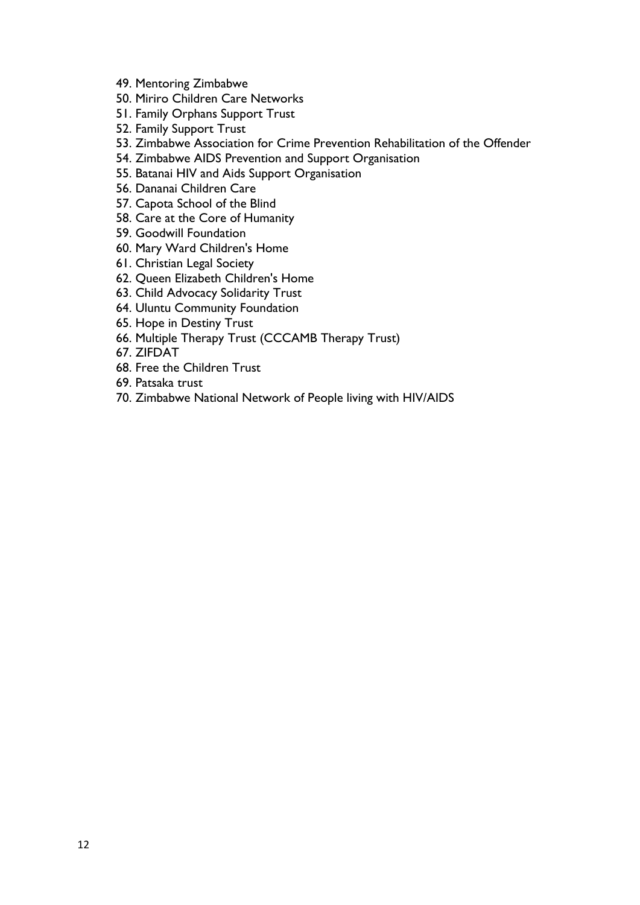49. Mentoring Zimbabwe
50. Miriro Children Care Networks
51. Family Orphans Support Trust
52. Family Support Trust
53. Zimbabwe Association for Crime Prevention Rehabilitation of the Offender
54. Zimbabwe AIDS Prevention and Support Organisation
55. Batanai HIV and Aids Support Organisation
56. Dananai Children Care
57. Capota School of the Blind
58. Care at the Core of Humanity
59. Goodwill Foundation
60. Mary Ward Children's Home
61. Christian Legal Society
62. Queen Elizabeth Children's Home
63. Child Advocacy Solidarity Trust
64. Uluntu Community Foundation
65. Hope in Destiny Trust
66. Multiple Therapy Trust (CCCAMB Therapy Trust)
67. ZIFDAT
68. Free the Children Trust
69. Patsaka trust
70. Zimbabwe National Network of People living with HIV/AIDS